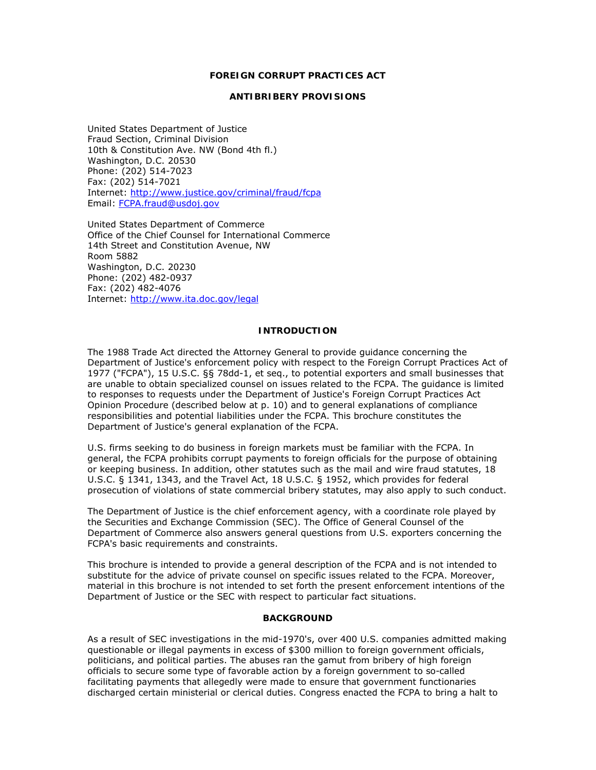# FOREIGN CORRUPT PRACTICES ACT

## ANTIBRIBERY PROVISIONS

United States Department of Justice
Fraud Section, Criminal Division
10th & Constitution Ave. NW (Bond 4th fl.)
Washington, D.C. 20530
Phone: (202) 514-7023
Fax: (202) 514-7021
Internet: http://www.justice.gov/criminal/fraud/fcpa
Email: FCPA.fraud@usdoj.gov

United States Department of Commerce
Office of the Chief Counsel for International Commerce
14th Street and Constitution Avenue, NW
Room 5882
Washington, D.C. 20230
Phone: (202) 482-0937
Fax: (202) 482-4076
Internet: http://www.ita.doc.gov/legal

## INTRODUCTION

The 1988 Trade Act directed the Attorney General to provide guidance concerning the Department of Justice's enforcement policy with respect to the Foreign Corrupt Practices Act of 1977 ("FCPA"), 15 U.S.C. §§ 78dd-1, et seq., to potential exporters and small businesses that are unable to obtain specialized counsel on issues related to the FCPA. The guidance is limited to responses to requests under the Department of Justice's Foreign Corrupt Practices Act Opinion Procedure (described below at p. 10) and to general explanations of compliance responsibilities and potential liabilities under the FCPA. This brochure constitutes the Department of Justice's general explanation of the FCPA.

U.S. firms seeking to do business in foreign markets must be familiar with the FCPA. In general, the FCPA prohibits corrupt payments to foreign officials for the purpose of obtaining or keeping business. In addition, other statutes such as the mail and wire fraud statutes, 18 U.S.C. § 1341, 1343, and the Travel Act, 18 U.S.C. § 1952, which provides for federal prosecution of violations of state commercial bribery statutes, may also apply to such conduct.

The Department of Justice is the chief enforcement agency, with a coordinate role played by the Securities and Exchange Commission (SEC). The Office of General Counsel of the Department of Commerce also answers general questions from U.S. exporters concerning the FCPA's basic requirements and constraints.

This brochure is intended to provide a general description of the FCPA and is not intended to substitute for the advice of private counsel on specific issues related to the FCPA. Moreover, material in this brochure is not intended to set forth the present enforcement intentions of the Department of Justice or the SEC with respect to particular fact situations.

## BACKGROUND

As a result of SEC investigations in the mid-1970's, over 400 U.S. companies admitted making questionable or illegal payments in excess of $300 million to foreign government officials, politicians, and political parties. The abuses ran the gamut from bribery of high foreign officials to secure some type of favorable action by a foreign government to so-called facilitating payments that allegedly were made to ensure that government functionaries discharged certain ministerial or clerical duties. Congress enacted the FCPA to bring a halt to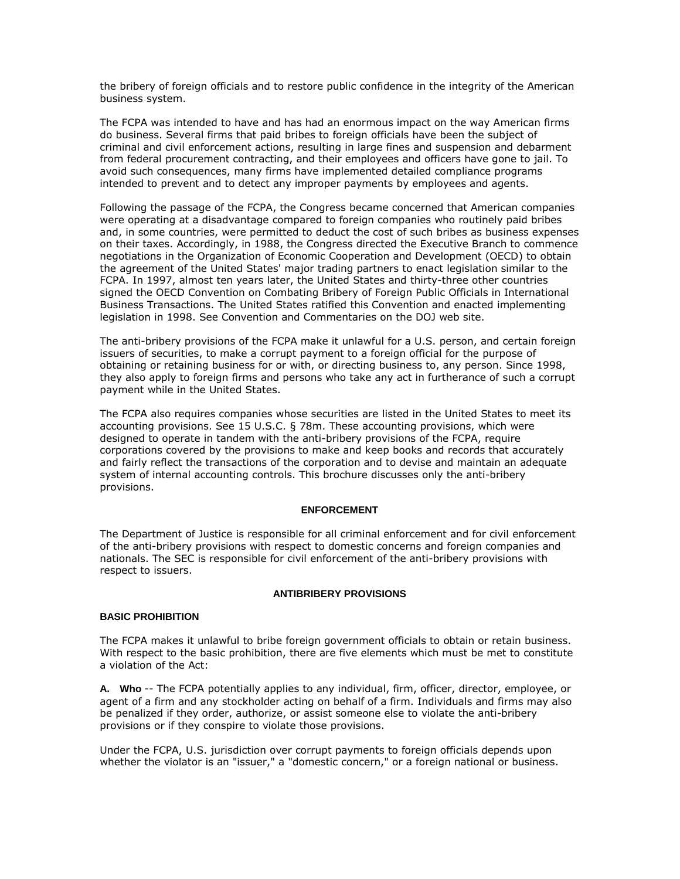the bribery of foreign officials and to restore public confidence in the integrity of the American business system.

The FCPA was intended to have and has had an enormous impact on the way American firms do business. Several firms that paid bribes to foreign officials have been the subject of criminal and civil enforcement actions, resulting in large fines and suspension and debarment from federal procurement contracting, and their employees and officers have gone to jail. To avoid such consequences, many firms have implemented detailed compliance programs intended to prevent and to detect any improper payments by employees and agents.

Following the passage of the FCPA, the Congress became concerned that American companies were operating at a disadvantage compared to foreign companies who routinely paid bribes and, in some countries, were permitted to deduct the cost of such bribes as business expenses on their taxes. Accordingly, in 1988, the Congress directed the Executive Branch to commence negotiations in the Organization of Economic Cooperation and Development (OECD) to obtain the agreement of the United States' major trading partners to enact legislation similar to the FCPA. In 1997, almost ten years later, the United States and thirty-three other countries signed the OECD Convention on Combating Bribery of Foreign Public Officials in International Business Transactions. The United States ratified this Convention and enacted implementing legislation in 1998. See Convention and Commentaries on the DOJ web site.

The anti-bribery provisions of the FCPA make it unlawful for a U.S. person, and certain foreign issuers of securities, to make a corrupt payment to a foreign official for the purpose of obtaining or retaining business for or with, or directing business to, any person. Since 1998, they also apply to foreign firms and persons who take any act in furtherance of such a corrupt payment while in the United States.

The FCPA also requires companies whose securities are listed in the United States to meet its accounting provisions. See 15 U.S.C. § 78m. These accounting provisions, which were designed to operate in tandem with the anti-bribery provisions of the FCPA, require corporations covered by the provisions to make and keep books and records that accurately and fairly reflect the transactions of the corporation and to devise and maintain an adequate system of internal accounting controls. This brochure discusses only the anti-bribery provisions.

## ENFORCEMENT

The Department of Justice is responsible for all criminal enforcement and for civil enforcement of the anti-bribery provisions with respect to domestic concerns and foreign companies and nationals. The SEC is responsible for civil enforcement of the anti-bribery provisions with respect to issuers.

## ANTIBRIBERY PROVISIONS

### BASIC PROHIBITION

The FCPA makes it unlawful to bribe foreign government officials to obtain or retain business. With respect to the basic prohibition, there are five elements which must be met to constitute a violation of the Act:

**A. Who** -- The FCPA potentially applies to any individual, firm, officer, director, employee, or agent of a firm and any stockholder acting on behalf of a firm. Individuals and firms may also be penalized if they order, authorize, or assist someone else to violate the anti-bribery provisions or if they conspire to violate those provisions.

Under the FCPA, U.S. jurisdiction over corrupt payments to foreign officials depends upon whether the violator is an "issuer," a "domestic concern," or a foreign national or business.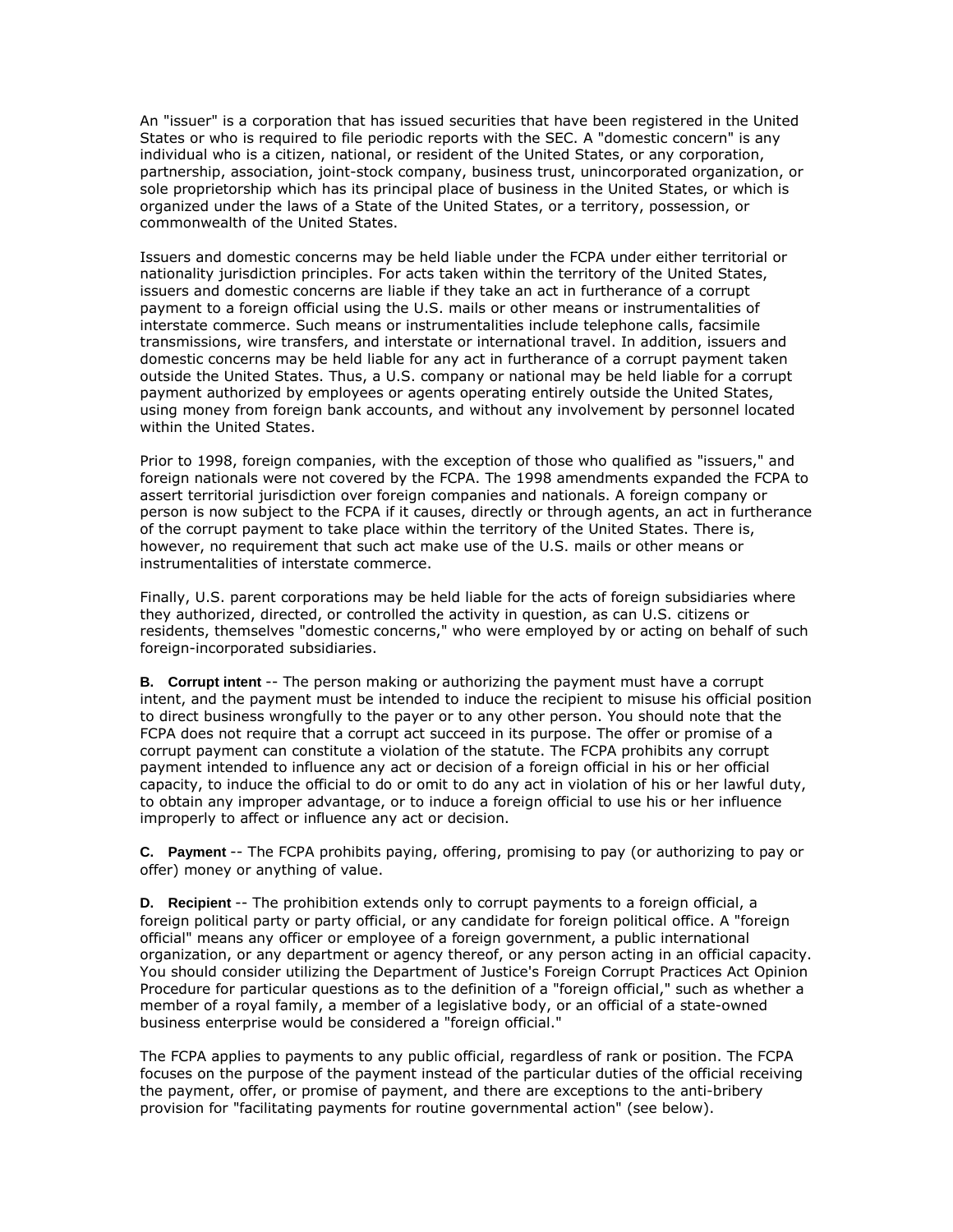An "issuer" is a corporation that has issued securities that have been registered in the United States or who is required to file periodic reports with the SEC. A "domestic concern" is any individual who is a citizen, national, or resident of the United States, or any corporation, partnership, association, joint-stock company, business trust, unincorporated organization, or sole proprietorship which has its principal place of business in the United States, or which is organized under the laws of a State of the United States, or a territory, possession, or commonwealth of the United States.

Issuers and domestic concerns may be held liable under the FCPA under either territorial or nationality jurisdiction principles. For acts taken within the territory of the United States, issuers and domestic concerns are liable if they take an act in furtherance of a corrupt payment to a foreign official using the U.S. mails or other means or instrumentalities of interstate commerce. Such means or instrumentalities include telephone calls, facsimile transmissions, wire transfers, and interstate or international travel. In addition, issuers and domestic concerns may be held liable for any act in furtherance of a corrupt payment taken outside the United States. Thus, a U.S. company or national may be held liable for a corrupt payment authorized by employees or agents operating entirely outside the United States, using money from foreign bank accounts, and without any involvement by personnel located within the United States.

Prior to 1998, foreign companies, with the exception of those who qualified as "issuers," and foreign nationals were not covered by the FCPA. The 1998 amendments expanded the FCPA to assert territorial jurisdiction over foreign companies and nationals. A foreign company or person is now subject to the FCPA if it causes, directly or through agents, an act in furtherance of the corrupt payment to take place within the territory of the United States. There is, however, no requirement that such act make use of the U.S. mails or other means or instrumentalities of interstate commerce.

Finally, U.S. parent corporations may be held liable for the acts of foreign subsidiaries where they authorized, directed, or controlled the activity in question, as can U.S. citizens or residents, themselves "domestic concerns," who were employed by or acting on behalf of such foreign-incorporated subsidiaries.

**B. Corrupt intent** -- The person making or authorizing the payment must have a corrupt intent, and the payment must be intended to induce the recipient to misuse his official position to direct business wrongfully to the payer or to any other person. You should note that the FCPA does not require that a corrupt act succeed in its purpose. The offer or promise of a corrupt payment can constitute a violation of the statute. The FCPA prohibits any corrupt payment intended to influence any act or decision of a foreign official in his or her official capacity, to induce the official to do or omit to do any act in violation of his or her lawful duty, to obtain any improper advantage, or to induce a foreign official to use his or her influence improperly to affect or influence any act or decision.

**C. Payment** -- The FCPA prohibits paying, offering, promising to pay (or authorizing to pay or offer) money or anything of value.

**D. Recipient** -- The prohibition extends only to corrupt payments to a foreign official, a foreign political party or party official, or any candidate for foreign political office. A "foreign official" means any officer or employee of a foreign government, a public international organization, or any department or agency thereof, or any person acting in an official capacity. You should consider utilizing the Department of Justice's Foreign Corrupt Practices Act Opinion Procedure for particular questions as to the definition of a "foreign official," such as whether a member of a royal family, a member of a legislative body, or an official of a state-owned business enterprise would be considered a "foreign official."

The FCPA applies to payments to any public official, regardless of rank or position. The FCPA focuses on the purpose of the payment instead of the particular duties of the official receiving the payment, offer, or promise of payment, and there are exceptions to the anti-bribery provision for "facilitating payments for routine governmental action" (see below).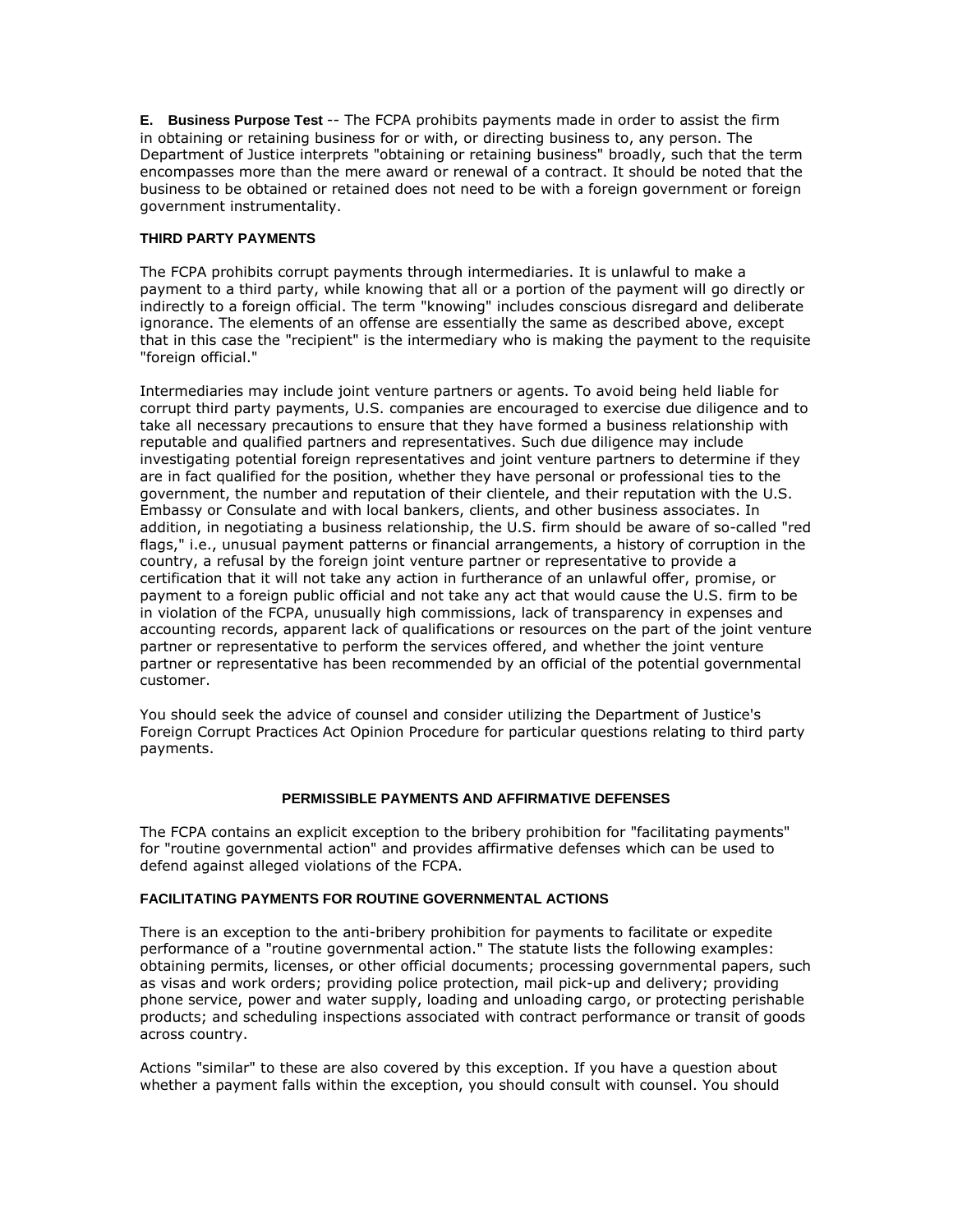**E. Business Purpose Test** -- The FCPA prohibits payments made in order to assist the firm in obtaining or retaining business for or with, or directing business to, any person. The Department of Justice interprets "obtaining or retaining business" broadly, such that the term encompasses more than the mere award or renewal of a contract. It should be noted that the business to be obtained or retained does not need to be with a foreign government or foreign government instrumentality.

### THIRD PARTY PAYMENTS

The FCPA prohibits corrupt payments through intermediaries. It is unlawful to make a payment to a third party, while knowing that all or a portion of the payment will go directly or indirectly to a foreign official. The term "knowing" includes conscious disregard and deliberate ignorance. The elements of an offense are essentially the same as described above, except that in this case the "recipient" is the intermediary who is making the payment to the requisite "foreign official."

Intermediaries may include joint venture partners or agents. To avoid being held liable for corrupt third party payments, U.S. companies are encouraged to exercise due diligence and to take all necessary precautions to ensure that they have formed a business relationship with reputable and qualified partners and representatives. Such due diligence may include investigating potential foreign representatives and joint venture partners to determine if they are in fact qualified for the position, whether they have personal or professional ties to the government, the number and reputation of their clientele, and their reputation with the U.S. Embassy or Consulate and with local bankers, clients, and other business associates. In addition, in negotiating a business relationship, the U.S. firm should be aware of so-called "red flags," i.e., unusual payment patterns or financial arrangements, a history of corruption in the country, a refusal by the foreign joint venture partner or representative to provide a certification that it will not take any action in furtherance of an unlawful offer, promise, or payment to a foreign public official and not take any act that would cause the U.S. firm to be in violation of the FCPA, unusually high commissions, lack of transparency in expenses and accounting records, apparent lack of qualifications or resources on the part of the joint venture partner or representative to perform the services offered, and whether the joint venture partner or representative has been recommended by an official of the potential governmental customer.

You should seek the advice of counsel and consider utilizing the Department of Justice's Foreign Corrupt Practices Act Opinion Procedure for particular questions relating to third party payments.

## PERMISSIBLE PAYMENTS AND AFFIRMATIVE DEFENSES

The FCPA contains an explicit exception to the bribery prohibition for "facilitating payments" for "routine governmental action" and provides affirmative defenses which can be used to defend against alleged violations of the FCPA.

### FACILITATING PAYMENTS FOR ROUTINE GOVERNMENTAL ACTIONS

There is an exception to the anti-bribery prohibition for payments to facilitate or expedite performance of a "routine governmental action." The statute lists the following examples: obtaining permits, licenses, or other official documents; processing governmental papers, such as visas and work orders; providing police protection, mail pick-up and delivery; providing phone service, power and water supply, loading and unloading cargo, or protecting perishable products; and scheduling inspections associated with contract performance or transit of goods across country.

Actions "similar" to these are also covered by this exception. If you have a question about whether a payment falls within the exception, you should consult with counsel. You should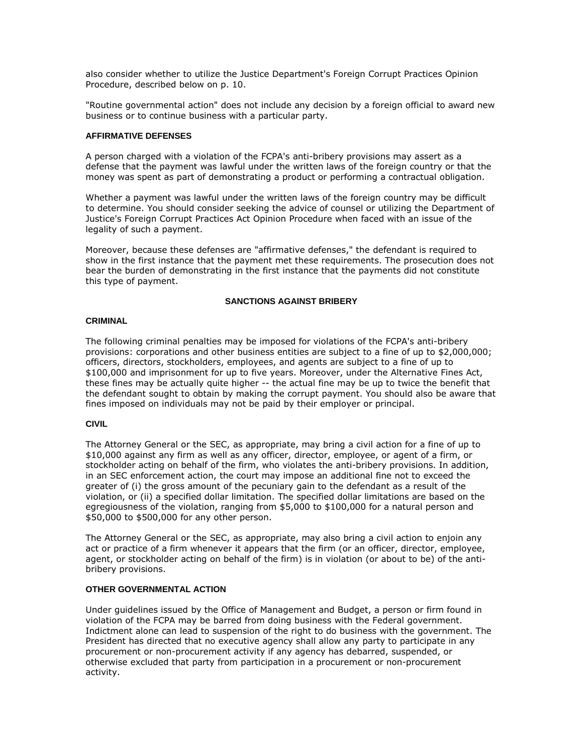also consider whether to utilize the Justice Department's Foreign Corrupt Practices Opinion Procedure, described below on p. 10.

"Routine governmental action" does not include any decision by a foreign official to award new business or to continue business with a particular party.

#### AFFIRMATIVE DEFENSES

A person charged with a violation of the FCPA's anti-bribery provisions may assert as a defense that the payment was lawful under the written laws of the foreign country or that the money was spent as part of demonstrating a product or performing a contractual obligation.

Whether a payment was lawful under the written laws of the foreign country may be difficult to determine. You should consider seeking the advice of counsel or utilizing the Department of Justice's Foreign Corrupt Practices Act Opinion Procedure when faced with an issue of the legality of such a payment.

Moreover, because these defenses are "affirmative defenses," the defendant is required to show in the first instance that the payment met these requirements. The prosecution does not bear the burden of demonstrating in the first instance that the payments did not constitute this type of payment.

### SANCTIONS AGAINST BRIBERY

#### CRIMINAL

The following criminal penalties may be imposed for violations of the FCPA's anti-bribery provisions: corporations and other business entities are subject to a fine of up to $2,000,000; officers, directors, stockholders, employees, and agents are subject to a fine of up to $100,000 and imprisonment for up to five years. Moreover, under the Alternative Fines Act, these fines may be actually quite higher -- the actual fine may be up to twice the benefit that the defendant sought to obtain by making the corrupt payment. You should also be aware that fines imposed on individuals may not be paid by their employer or principal.

#### CIVIL

The Attorney General or the SEC, as appropriate, may bring a civil action for a fine of up to $10,000 against any firm as well as any officer, director, employee, or agent of a firm, or stockholder acting on behalf of the firm, who violates the anti-bribery provisions. In addition, in an SEC enforcement action, the court may impose an additional fine not to exceed the greater of (i) the gross amount of the pecuniary gain to the defendant as a result of the violation, or (ii) a specified dollar limitation. The specified dollar limitations are based on the egregiousness of the violation, ranging from $5,000 to $100,000 for a natural person and $50,000 to $500,000 for any other person.

The Attorney General or the SEC, as appropriate, may also bring a civil action to enjoin any act or practice of a firm whenever it appears that the firm (or an officer, director, employee, agent, or stockholder acting on behalf of the firm) is in violation (or about to be) of the anti-bribery provisions.

#### OTHER GOVERNMENTAL ACTION

Under guidelines issued by the Office of Management and Budget, a person or firm found in violation of the FCPA may be barred from doing business with the Federal government. Indictment alone can lead to suspension of the right to do business with the government. The President has directed that no executive agency shall allow any party to participate in any procurement or non-procurement activity if any agency has debarred, suspended, or otherwise excluded that party from participation in a procurement or non-procurement activity.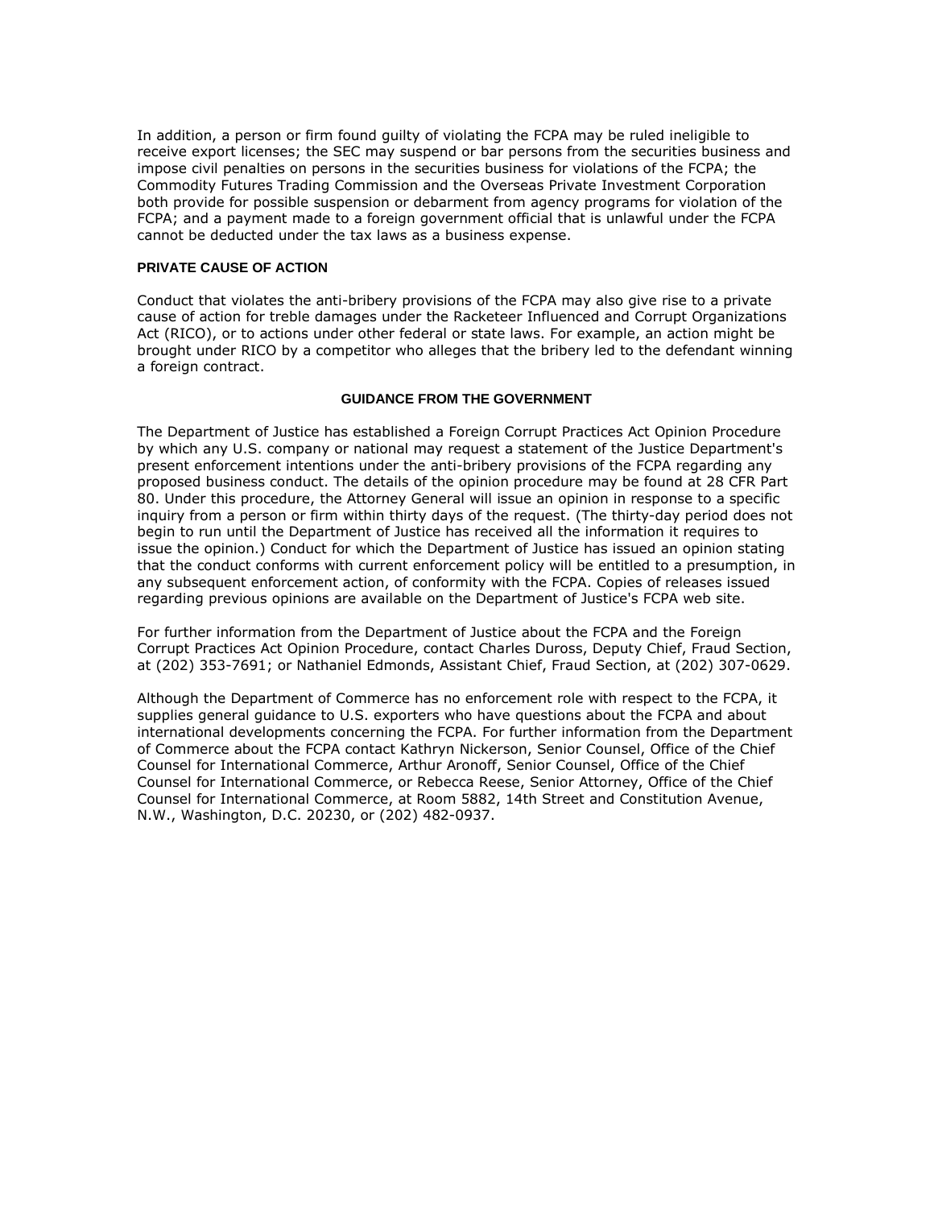In addition, a person or firm found guilty of violating the FCPA may be ruled ineligible to receive export licenses; the SEC may suspend or bar persons from the securities business and impose civil penalties on persons in the securities business for violations of the FCPA; the Commodity Futures Trading Commission and the Overseas Private Investment Corporation both provide for possible suspension or debarment from agency programs for violation of the FCPA; and a payment made to a foreign government official that is unlawful under the FCPA cannot be deducted under the tax laws as a business expense.

#### PRIVATE CAUSE OF ACTION

Conduct that violates the anti-bribery provisions of the FCPA may also give rise to a private cause of action for treble damages under the Racketeer Influenced and Corrupt Organizations Act (RICO), or to actions under other federal or state laws. For example, an action might be brought under RICO by a competitor who alleges that the bribery led to the defendant winning a foreign contract.

### GUIDANCE FROM THE GOVERNMENT

The Department of Justice has established a Foreign Corrupt Practices Act Opinion Procedure by which any U.S. company or national may request a statement of the Justice Department's present enforcement intentions under the anti-bribery provisions of the FCPA regarding any proposed business conduct. The details of the opinion procedure may be found at 28 CFR Part 80. Under this procedure, the Attorney General will issue an opinion in response to a specific inquiry from a person or firm within thirty days of the request. (The thirty-day period does not begin to run until the Department of Justice has received all the information it requires to issue the opinion.) Conduct for which the Department of Justice has issued an opinion stating that the conduct conforms with current enforcement policy will be entitled to a presumption, in any subsequent enforcement action, of conformity with the FCPA. Copies of releases issued regarding previous opinions are available on the Department of Justice's FCPA web site.

For further information from the Department of Justice about the FCPA and the Foreign Corrupt Practices Act Opinion Procedure, contact Charles Duross, Deputy Chief, Fraud Section, at (202) 353-7691; or Nathaniel Edmonds, Assistant Chief, Fraud Section, at (202) 307-0629.

Although the Department of Commerce has no enforcement role with respect to the FCPA, it supplies general guidance to U.S. exporters who have questions about the FCPA and about international developments concerning the FCPA. For further information from the Department of Commerce about the FCPA contact Kathryn Nickerson, Senior Counsel, Office of the Chief Counsel for International Commerce, Arthur Aronoff, Senior Counsel, Office of the Chief Counsel for International Commerce, or Rebecca Reese, Senior Attorney, Office of the Chief Counsel for International Commerce, at Room 5882, 14th Street and Constitution Avenue, N.W., Washington, D.C. 20230, or (202) 482-0937.